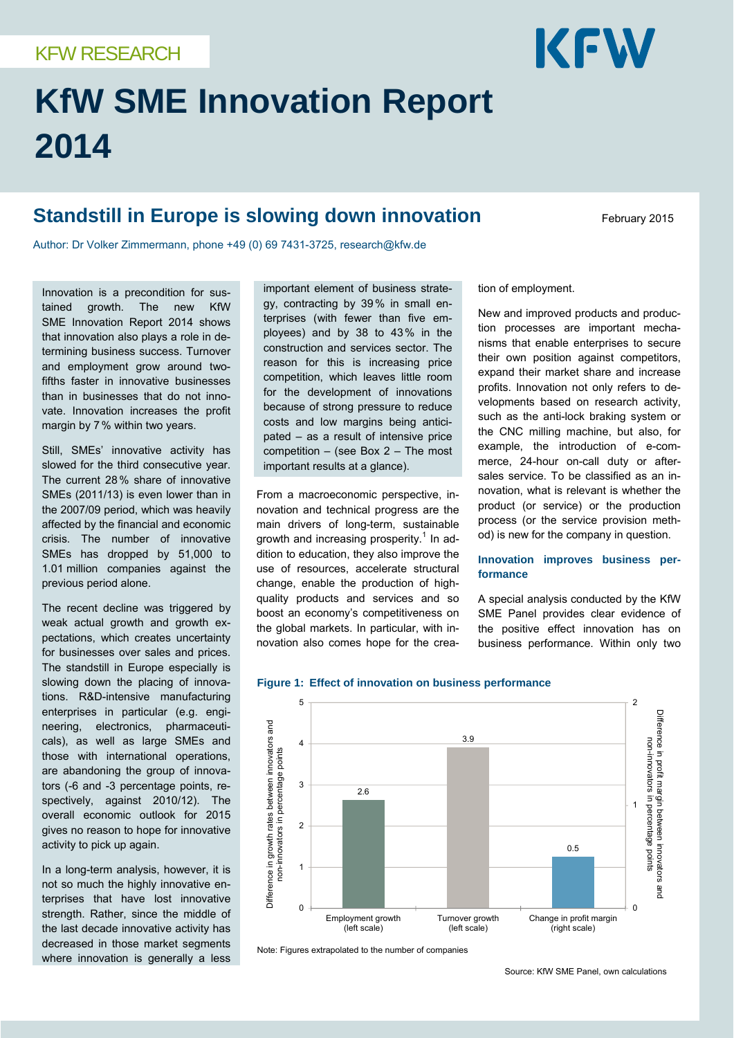KFW RESEARCH

# KfW SME Innovation Report 2014

## Standstill in Europe is slowing down innovation

February 2015

Author: Dr Volker Zimmermann, phone +49 (0) 69 7431-3725, research@kfw.de

Innovation is a precondition for sustained growth. The new KfW SME Innovation Report 2014 shows that innovation also plays a role in determining business success. Turnover and employment grow around two-fifths faster in innovative businesses than in businesses that do not innovate. Innovation increases the profit margin by 7 % within two years.

Still, SMEs' innovative activity has slowed for the third consecutive year. The current 28 % share of innovative SMEs (2011/13) is even lower than in the 2007/09 period, which was heavily affected by the financial and economic crisis. The number of innovative SMEs has dropped by 51,000 to 1.01 million companies against the previous period alone.

The recent decline was triggered by weak actual growth and growth expectations, which creates uncertainty for businesses over sales and prices. The standstill in Europe especially is slowing down the placing of innovations. R&D-intensive manufacturing enterprises in particular (e.g. engineering, electronics, pharmaceuticals), as well as large SMEs and those with international operations, are abandoning the group of innovators (-6 and -3 percentage points, respectively, against 2010/12). The overall economic outlook for 2015 gives no reason to hope for innovative activity to pick up again.

In a long-term analysis, however, it is not so much the highly innovative enterprises that have lost innovative strength. Rather, since the middle of the last decade innovative activity has decreased in those market segments where innovation is generally a less important element of business strategy, contracting by 39 % in small enterprises (with fewer than five employees) and by 38 to 43 % in the construction and services sector. The reason for this is increasing price competition, which leaves little room for the development of innovations because of strong pressure to reduce costs and low margins being anticipated – as a result of intensive price competition – (see Box 2 – The most important results at a glance).

From a macroeconomic perspective, innovation and technical progress are the main drivers of long-term, sustainable growth and increasing prosperity.[1] In addition to education, they also improve the use of resources, accelerate structural change, enable the production of high-quality products and services and so boost an economy's competitiveness on the global markets. In particular, with innovation also comes hope for the creation of employment.

New and improved products and production processes are important mechanisms that enable enterprises to secure their own position against competitors, expand their market share and increase profits. Innovation not only refers to developments based on research activity, such as the anti-lock braking system or the CNC milling machine, but also, for example, the introduction of e-commerce, 24-hour on-call duty or after-sales service. To be classified as an innovation, what is relevant is whether the product (or service) or the production process (or the service provision method) is new for the company in question.

### Innovation improves business performance

A special analysis conducted by the KfW SME Panel provides clear evidence of the positive effect innovation has on business performance. Within only two

**Figure 1: Effect of innovation on business performance**

| | Employment growth (left scale) | Turnover growth (left scale) | Change in profit margin (right scale) |
|---|---|---|---|
| Difference between innovators and non-innovators in percentage points | 2.6 | 3.9 | 0.5 |

Left scale: Difference in growth rates between innovators and non-innovators in percentage points. Right scale: Difference in profit margin between innovators and non-innovators in percentage points.

Note: Figures extrapolated to the number of companies

Source: KfW SME Panel, own calculations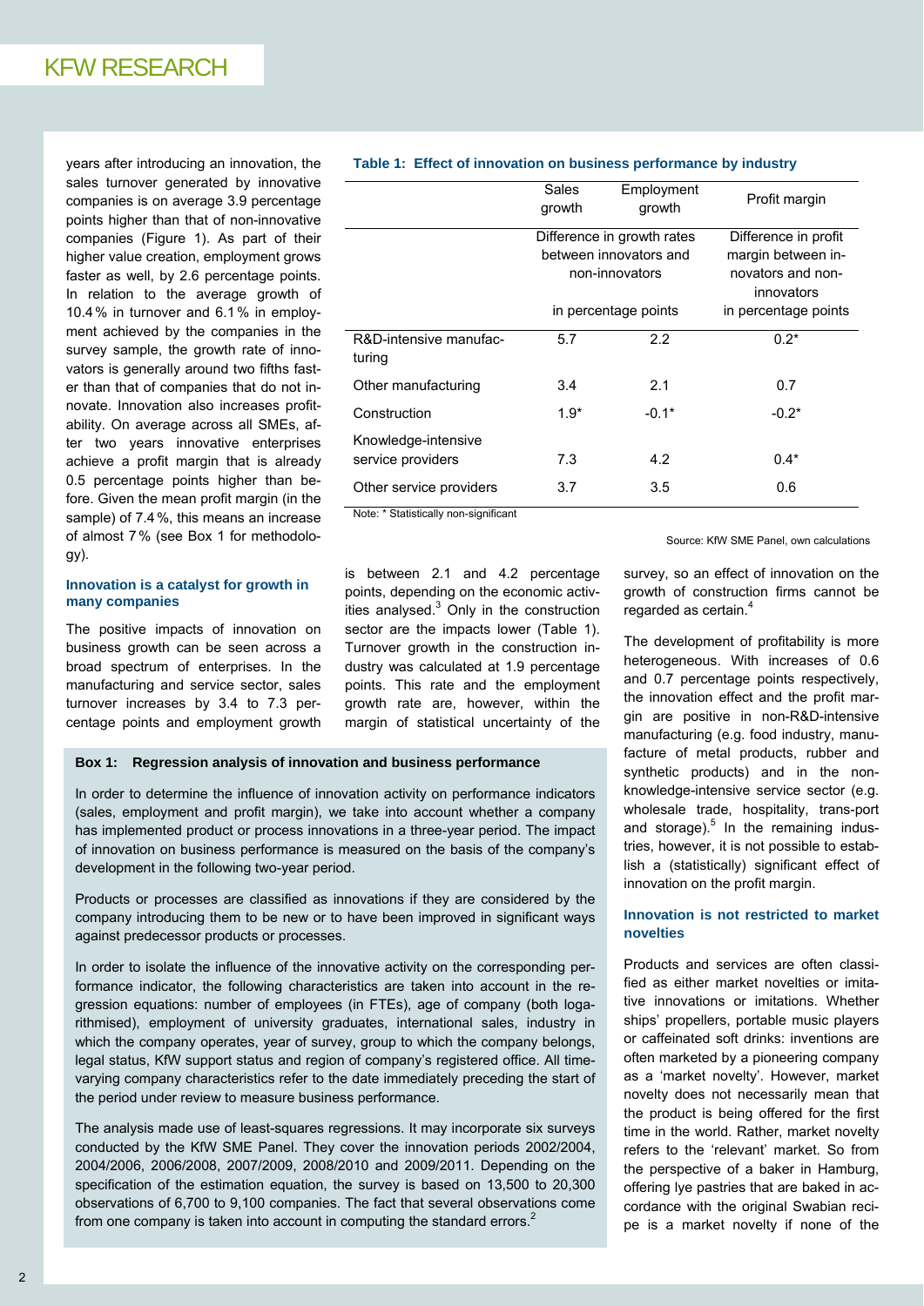years after introducing an innovation, the sales turnover generated by innovative companies is on average 3.9 percentage points higher than that of non-innovative companies (Figure 1). As part of their higher value creation, employment grows faster as well, by 2.6 percentage points. In relation to the average growth of 10.4 % in turnover and 6.1 % in employment achieved by the companies in the survey sample, the growth rate of innovators is generally around two fifths faster than that of companies that do not innovate. Innovation also increases profitability. On average across all SMEs, after two years innovative enterprises achieve a profit margin that is already 0.5 percentage points higher than before. Given the mean profit margin (in the sample) of 7.4 %, this means an increase of almost 7 % (see Box 1 for methodology).

**Table 1: Effect of innovation on business performance by industry**

| | Sales growth | Employment growth | Profit margin |
|---|---|---|---|
| | Difference in growth rates between innovators and non-innovators in percentage points | | Difference in profit margin between innovators and non-innovators in percentage points |
| R&D-intensive manufacturing | 5.7 | 2.2 | 0.2* |
| Other manufacturing | 3.4 | 2.1 | 0.7 |
| Construction | 1.9* | -0.1* | -0.2* |
| Knowledge-intensive service providers | 7.3 | 4.2 | 0.4* |
| Other service providers | 3.7 | 3.5 | 0.6 |

Note: * Statistically non-significant

Source: KfW SME Panel, own calculations

#### Innovation is a catalyst for growth in many companies

The positive impacts of innovation on business growth can be seen across a broad spectrum of enterprises. In the manufacturing and service sector, sales turnover increases by 3.4 to 7.3 percentage points and employment growth is between 2.1 and 4.2 percentage points, depending on the economic activities analysed.[3] Only in the construction sector are the impacts lower (Table 1). Turnover growth in the construction industry was calculated at 1.9 percentage points. This rate and the employment growth rate are, however, within the margin of statistical uncertainty of the survey, so an effect of innovation on the growth of construction firms cannot be regarded as certain.[4]

The development of profitability is more heterogeneous. With increases of 0.6 and 0.7 percentage points respectively, the innovation effect and the profit margin are positive in non-R&D-intensive manufacturing (e.g. food industry, manufacture of metal products, rubber and synthetic products) and in the non-knowledge-intensive service sector (e.g. wholesale trade, hospitality, transport and storage).[5] In the remaining industries, however, it is not possible to establish a (statistically) significant effect of innovation on the profit margin.

#### Box 1: Regression analysis of innovation and business performance

In order to determine the influence of innovation activity on performance indicators (sales, employment and profit margin), we take into account whether a company has implemented product or process innovations in a three-year period. The impact of innovation on business performance is measured on the basis of the company's development in the following two-year period.

Products or processes are classified as innovations if they are considered by the company introducing them to be new or to have been improved in significant ways against predecessor products or processes.

In order to isolate the influence of the innovative activity on the corresponding performance indicator, the following characteristics are taken into account in the regression equations: number of employees (in FTEs), age of company (both logarithmised), employment of university graduates, international sales, industry in which the company operates, year of survey, group to which the company belongs, legal status, KfW support status and region of company's registered office. All time-varying company characteristics refer to the date immediately preceding the start of the period under review to measure business performance.

The analysis made use of least-squares regressions. It may incorporate six surveys conducted by the KfW SME Panel. They cover the innovation periods 2002/2004, 2004/2006, 2006/2008, 2007/2009, 2008/2010 and 2009/2011. Depending on the specification of the estimation equation, the survey is based on 13,500 to 20,300 observations of 6,700 to 9,100 companies. The fact that several observations come from one company is taken into account in computing the standard errors.[2]

#### Innovation is not restricted to market novelties

Products and services are often classified as either market novelties or imitative innovations or imitations. Whether ships' propellers, portable music players or caffeinated soft drinks: inventions are often marketed by a pioneering company as a 'market novelty'. However, market novelty does not necessarily mean that the product is being offered for the first time in the world. Rather, market novelty refers to the 'relevant' market. So from the perspective of a baker in Hamburg, offering lye pastries that are baked in accordance with the original Swabian recipe is a market novelty if none of the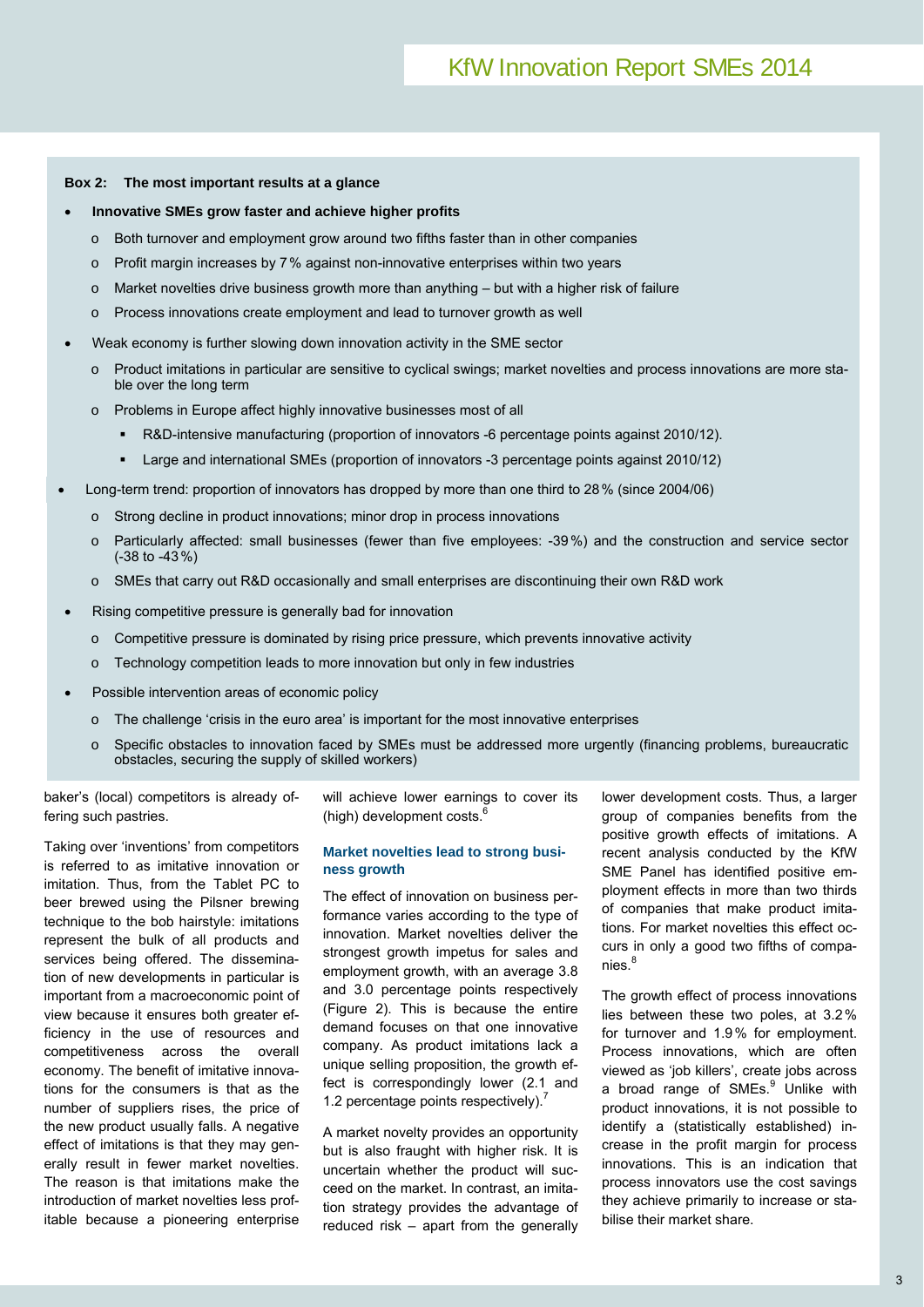**Box 2: The most important results at a glance**

- **Innovative SMEs grow faster and achieve higher profits**
  - Both turnover and employment grow around two fifths faster than in other companies
  - Profit margin increases by 7 % against non-innovative enterprises within two years
  - Market novelties drive business growth more than anything – but with a higher risk of failure
  - Process innovations create employment and lead to turnover growth as well
- Weak economy is further slowing down innovation activity in the SME sector
  - Product imitations in particular are sensitive to cyclical swings; market novelties and process innovations are more stable over the long term
  - Problems in Europe affect highly innovative businesses most of all
    - R&D-intensive manufacturing (proportion of innovators -6 percentage points against 2010/12).
    - Large and international SMEs (proportion of innovators -3 percentage points against 2010/12)
- Long-term trend: proportion of innovators has dropped by more than one third to 28 % (since 2004/06)
  - Strong decline in product innovations; minor drop in process innovations
  - Particularly affected: small businesses (fewer than five employees: -39 %) and the construction and service sector (-38 to -43 %)
  - SMEs that carry out R&D occasionally and small enterprises are discontinuing their own R&D work
- Rising competitive pressure is generally bad for innovation
  - Competitive pressure is dominated by rising price pressure, which prevents innovative activity
  - Technology competition leads to more innovation but only in few industries
- Possible intervention areas of economic policy
  - The challenge 'crisis in the euro area' is important for the most innovative enterprises
  - Specific obstacles to innovation faced by SMEs must be addressed more urgently (financing problems, bureaucratic obstacles, securing the supply of skilled workers)

baker's (local) competitors is already offering such pastries.

Taking over 'inventions' from competitors is referred to as imitative innovation or imitation. Thus, from the Tablet PC to beer brewed using the Pilsner brewing technique to the bob hairstyle: imitations represent the bulk of all products and services being offered. The dissemination of new developments in particular is important from a macroeconomic point of view because it ensures both greater efficiency in the use of resources and competitiveness across the overall economy. The benefit of imitative innovations for the consumers is that as the number of suppliers rises, the price of the new product usually falls. A negative effect of imitations is that they may generally result in fewer market novelties. The reason is that imitations make the introduction of market novelties less profitable because a pioneering enterprise will achieve lower earnings to cover its (high) development costs.[6]

### Market novelties lead to strong business growth

The effect of innovation on business performance varies according to the type of innovation. Market novelties deliver the strongest growth impetus for sales and employment growth, with an average 3.8 and 3.0 percentage points respectively (Figure 2). This is because the entire demand focuses on that one innovative company. As product imitations lack a unique selling proposition, the growth effect is correspondingly lower (2.1 and 1.2 percentage points respectively).[7]

A market novelty provides an opportunity but is also fraught with higher risk. It is uncertain whether the product will succeed on the market. In contrast, an imitation strategy provides the advantage of reduced risk – apart from the generally lower development costs. Thus, a larger group of companies benefits from the positive growth effects of imitations. A recent analysis conducted by the KfW SME Panel has identified positive employment effects in more than two thirds of companies that make product imitations. For market novelties this effect occurs in only a good two fifths of companies.[8]

The growth effect of process innovations lies between these two poles, at 3.2 % for turnover and 1.9 % for employment. Process innovations, which are often viewed as 'job killers', create jobs across a broad range of SMEs.[9] Unlike with product innovations, it is not possible to identify a (statistically established) increase in the profit margin for process innovations. This is an indication that process innovators use the cost savings they achieve primarily to increase or stabilise their market share.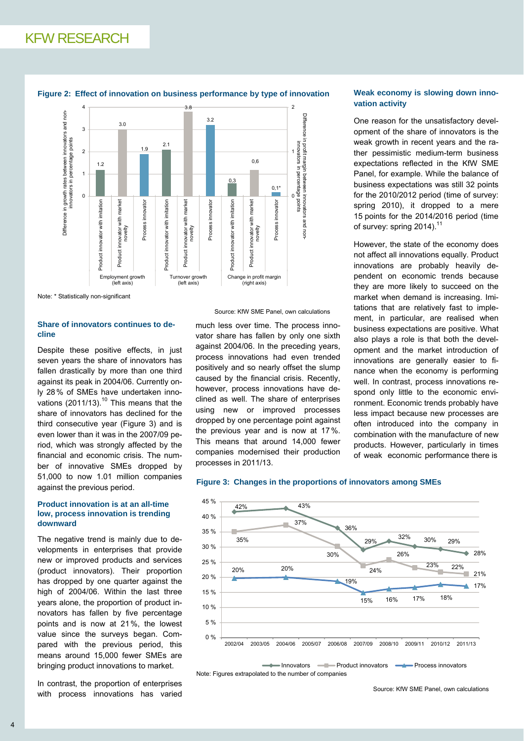**Figure 2: Effect of innovation on business performance by type of innovation**

| | Product innovator with imitation | Product innovator with market novelty | Process innovator |
|---|---|---|---|
| Employment growth (left axis) | 1.2 | 3.0 | 1.9 |
| Turnover growth (left axis) | 2.1 | 3.8 | 3.2 |
| Change in profit margin (right axis) | 0,3 | 0,6 | 0,1* |

Left axis: Difference in growth rates between innovators and non-innovators in percentage points. Right axis: Difference in profit margin between innovators and non-innovators in percentage points.

Note: * Statistically non-significant

Source: KfW SME Panel, own calculations

### Share of innovators continues to decline

Despite these positive effects, in just seven years the share of innovators has fallen drastically by more than one third against its peak in 2004/06. Currently only 28 % of SMEs have undertaken innovations (2011/13).[10] This means that the share of innovators has declined for the third consecutive year (Figure 3) and is even lower than it was in the 2007/09 period, which was strongly affected by the financial and economic crisis. The number of innovative SMEs dropped by 51,000 to now 1.01 million companies against the previous period.

### Product innovation is at an all-time low, process innovation is trending downward

The negative trend is mainly due to developments in enterprises that provide new or improved products and services (product innovators). Their proportion has dropped by one quarter against the high of 2004/06. Within the last three years alone, the proportion of product innovators has fallen by five percentage points and is now at 21 %, the lowest value since the surveys began. Compared with the previous period, this means around 15,000 fewer SMEs are bringing product innovations to market.

In contrast, the proportion of enterprises with process innovations has varied much less over time. The process innovator share has fallen by only one sixth against 2004/06. In the preceding years, process innovations had even trended positively and so nearly offset the slump caused by the financial crisis. Recently, however, process innovations have declined as well. The share of enterprises using new or improved processes dropped by one percentage point against the previous year and is now at 17 %. This means that around 14,000 fewer companies modernised their production processes in 2011/13.

### Weak economy is slowing down innovation activity

One reason for the unsatisfactory development of the share of innovators is the weak growth in recent years and the rather pessimistic medium-term business expectations reflected in the KfW SME Panel, for example. While the balance of business expectations was still 32 points for the 2010/2012 period (time of survey: spring 2010), it dropped to a mere 15 points for the 2014/2016 period (time of survey: spring 2014).[11]

However, the state of the economy does not affect all innovations equally. Product innovations are probably heavily dependent on economic trends because they are more likely to succeed on the market when demand is increasing. Imitations that are relatively fast to implement, in particular, are realised when business expectations are positive. What also plays a role is that both the development and the market introduction of innovations are generally easier to finance when the economy is performing well. In contrast, process innovations respond only little to the economic environment. Economic trends probably have less impact because new processes are often introduced into the company in combination with the manufacture of new products. However, particularly in times of weak economic performance there is

**Figure 3: Changes in the proportions of innovators among SMEs**

| | 2002/04 | 2004/06 | 2006/08 | 2007/09 | 2008/10 | 2009/11 | 2010/12 | 2011/13 |
|---|---|---|---|---|---|---|---|---|
| Innovators | 42% | 43% | 36% | 29% | 32% | 30% | 29% | 28% |
| Product innovators | 35% | 37% | 30% | 24% | 26% | 23% | 22% | 21% |
| Process innovators | 20% | 20% | 19% | 15% | 16% | 17% | 18% | 17% |

Note: Figures extrapolated to the number of companies

Source: KfW SME Panel, own calculations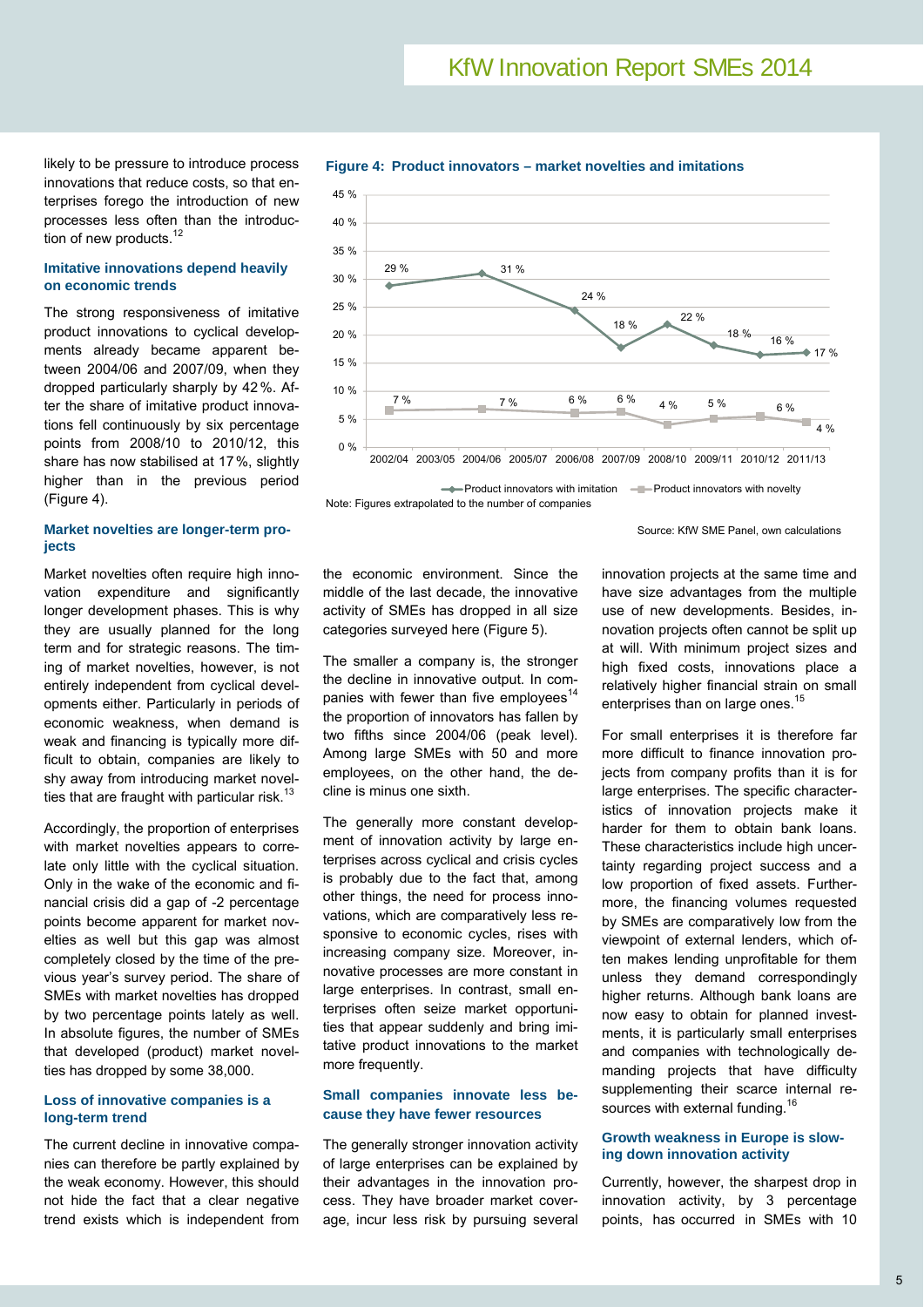likely to be pressure to introduce process innovations that reduce costs, so that enterprises forego the introduction of new processes less often than the introduction of new products.[12]

### Imitative innovations depend heavily on economic trends

The strong responsiveness of imitative product innovations to cyclical developments already became apparent between 2004/06 and 2007/09, when they dropped particularly sharply by 42 %. After the share of imitative product innovations fell continuously by six percentage points from 2008/10 to 2010/12, this share has now stabilised at 17 %, slightly higher than in the previous period (Figure 4).

**Figure 4: Product innovators – market novelties and imitations**

| | 2002/04 | 2003/05 | 2004/06 | 2005/07 | 2006/08 | 2007/09 | 2008/10 | 2009/11 | 2010/12 | 2011/13 |
|---|---|---|---|---|---|---|---|---|---|---|
| Product innovators with imitation | 29 % | | 31 % | | 24 % | 18 % | 22 % | 18 % | 16 % | 17 % |
| Product innovators with novelty | 7 % | | 7 % | | 6 % | 6 % | 4 % | 5 % | 6 % | 4 % |

Note: Figures extrapolated to the number of companies

Source: KfW SME Panel, own calculations

### Market novelties are longer-term projects

Market novelties often require high innovation expenditure and significantly longer development phases. This is why they are usually planned for the long term and for strategic reasons. The timing of market novelties, however, is not entirely independent from cyclical developments either. Particularly in periods of economic weakness, when demand is weak and financing is typically more difficult to obtain, companies are likely to shy away from introducing market novelties that are fraught with particular risk.[13]

Accordingly, the proportion of enterprises with market novelties appears to correlate only little with the cyclical situation. Only in the wake of the economic and financial crisis did a gap of -2 percentage points become apparent for market novelties as well but this gap was almost completely closed by the time of the previous year's survey period. The share of SMEs with market novelties has dropped by two percentage points lately as well. In absolute figures, the number of SMEs that developed (product) market novelties has dropped by some 38,000.

### Loss of innovative companies is a long-term trend

The current decline in innovative companies can therefore be partly explained by the weak economy. However, this should not hide the fact that a clear negative trend exists which is independent from the economic environment. Since the middle of the last decade, the innovative activity of SMEs has dropped in all size categories surveyed here (Figure 5).

The smaller a company is, the stronger the decline in innovative output. In companies with fewer than five employees[14] the proportion of innovators has fallen by two fifths since 2004/06 (peak level). Among large SMEs with 50 and more employees, on the other hand, the decline is minus one sixth.

The generally more constant development of innovation activity by large enterprises across cyclical and crisis cycles is probably due to the fact that, among other things, the need for process innovations, which are comparatively less responsive to economic cycles, rises with increasing company size. Moreover, innovative processes are more constant in large enterprises. In contrast, small enterprises often seize market opportunities that appear suddenly and bring imitative product innovations to the market more frequently.

### Small companies innovate less because they have fewer resources

The generally stronger innovation activity of large enterprises can be explained by their advantages in the innovation process. They have broader market coverage, incur less risk by pursuing several innovation projects at the same time and have size advantages from the multiple use of new developments. Besides, innovation projects often cannot be split up at will. With minimum project sizes and high fixed costs, innovations place a relatively higher financial strain on small enterprises than on large ones.[15]

For small enterprises it is therefore far more difficult to finance innovation projects from company profits than it is for large enterprises. The specific characteristics of innovation projects make it harder for them to obtain bank loans. These characteristics include high uncertainty regarding project success and a low proportion of fixed assets. Furthermore, the financing volumes requested by SMEs are comparatively low from the viewpoint of external lenders, which often makes lending unprofitable for them unless they demand correspondingly higher returns. Although bank loans are now easy to obtain for planned investments, it is particularly small enterprises and companies with technologically demanding projects that have difficulty supplementing their scarce internal resources with external funding.[16]

### Growth weakness in Europe is slowing down innovation activity

Currently, however, the sharpest drop in innovation activity, by 3 percentage points, has occurred in SMEs with 10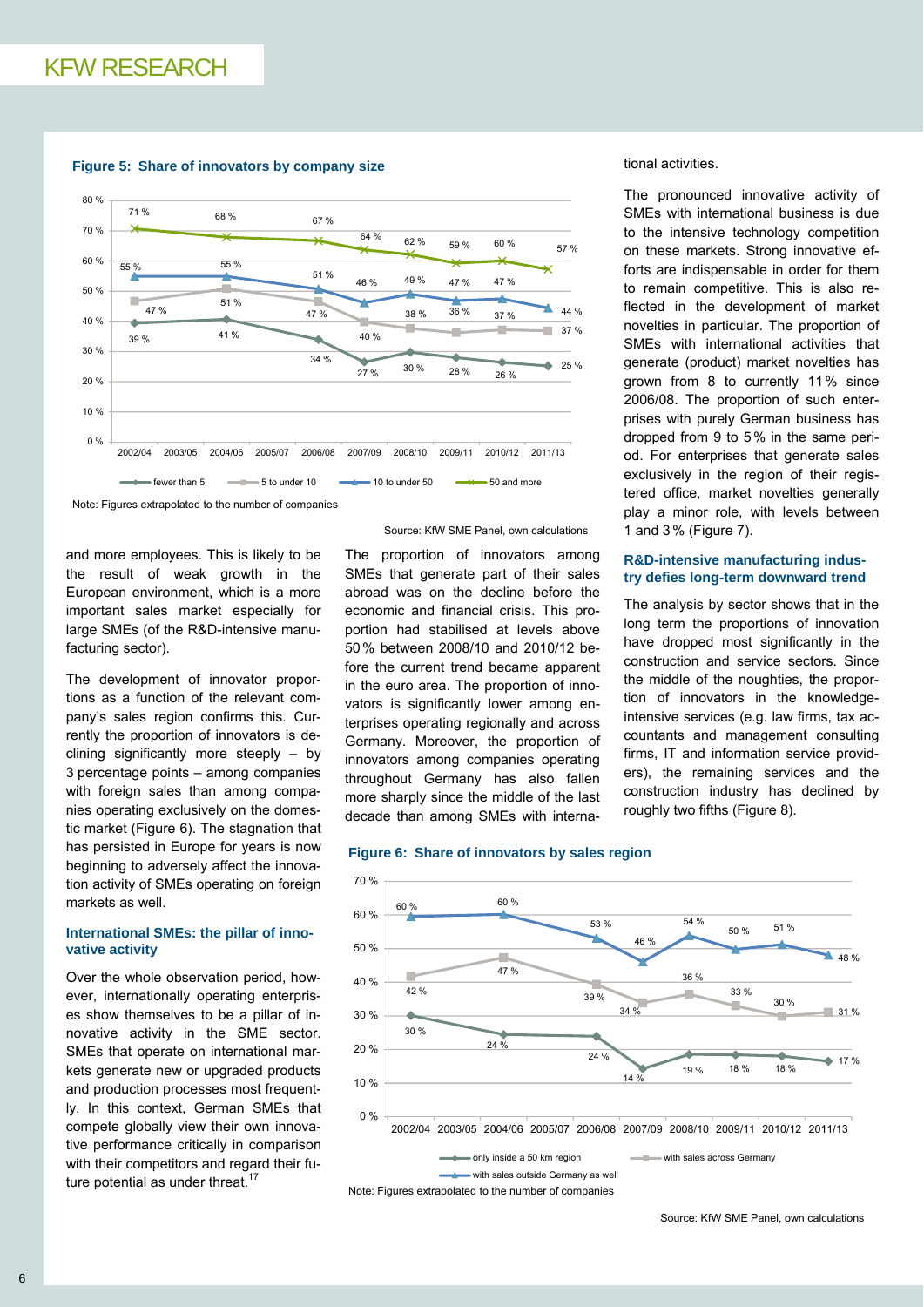**Figure 5: Share of innovators by company size**

| | 2002/04 | 2004/06 | 2006/08 | 2007/09 | 2008/10 | 2009/11 | 2010/12 | 2011/13 |
|---|---|---|---|---|---|---|---|---|
| fewer than 5 | 39 % | 41 % | 34 % | 27 % | 30 % | 28 % | 26 % | 25 % |
| 5 to under 10 | 47 % | 51 % | 47 % | 40 % | 38 % | 36 % | 37 % | 37 % |
| 10 to under 50 | 55 % | 55 % | 51 % | 46 % | 49 % | 47 % | 47 % | 44 % |
| 50 and more | 71 % | 68 % | 67 % | 64 % | 62 % | 59 % | 60 % | 57 % |

Note: Figures extrapolated to the number of companies

Source: KfW SME Panel, own calculations

and more employees. This is likely to be the result of weak growth in the European environment, which is a more important sales market especially for large SMEs (of the R&D-intensive manufacturing sector).

The development of innovator proportions as a function of the relevant company's sales region confirms this. Currently the proportion of innovators is declining significantly more steeply – by 3 percentage points – among companies with foreign sales than among companies operating exclusively on the domestic market (Figure 6). The stagnation that has persisted in Europe for years is now beginning to adversely affect the innovation activity of SMEs operating on foreign markets as well.

#### International SMEs: the pillar of innovative activity

Over the whole observation period, however, internationally operating enterprises show themselves to be a pillar of innovative activity in the SME sector. SMEs that operate on international markets generate new or upgraded products and production processes most frequently. In this context, German SMEs that compete globally view their own innovative performance critically in comparison with their competitors and regard their future potential as under threat.[17]

The proportion of innovators among SMEs that generate part of their sales abroad was on the decline before the economic and financial crisis. This proportion had stabilised at levels above 50 % between 2008/10 and 2010/12 before the current trend became apparent in the euro area. The proportion of innovators is significantly lower among enterprises operating regionally and across Germany. Moreover, the proportion of innovators among companies operating throughout Germany has also fallen more sharply since the middle of the last decade than among SMEs with international activities.

The pronounced innovative activity of SMEs with international business is due to the intensive technology competition on these markets. Strong innovative efforts are indispensable in order for them to remain competitive. This is also reflected in the development of market novelties in particular. The proportion of SMEs with international activities that generate (product) market novelties has grown from 8 to currently 11 % since 2006/08. The proportion of such enterprises with purely German business has dropped from 9 to 5 % in the same period. For enterprises that generate sales exclusively in the region of their registered office, market novelties generally play a minor role, with levels between 1 and 3 % (Figure 7).

#### R&D-intensive manufacturing industry defies long-term downward trend

The analysis by sector shows that in the long term the proportions of innovation have dropped most significantly in the construction and service sectors. Since the middle of the noughties, the proportion of innovators in the knowledge-intensive services (e.g. law firms, tax accountants and management consulting firms, IT and information service providers), the remaining services and the construction industry has declined by roughly two fifths (Figure 8).

**Figure 6: Share of innovators by sales region**

| | 2002/04 | 2004/06 | 2006/08 | 2007/09 | 2008/10 | 2009/11 | 2010/12 | 2011/13 |
|---|---|---|---|---|---|---|---|---|
| only inside a 50 km region | 30 % | 24 % | 24 % | 14 % | 19 % | 18 % | 18 % | 17 % |
| with sales across Germany | 42 % | 47 % | 39 % | 34 % | 36 % | 33 % | 30 % | 31 % |
| with sales outside Germany as well | 60 % | 60 % | 53 % | 46 % | 54 % | 50 % | 51 % | 48 % |

Note: Figures extrapolated to the number of companies

Source: KfW SME Panel, own calculations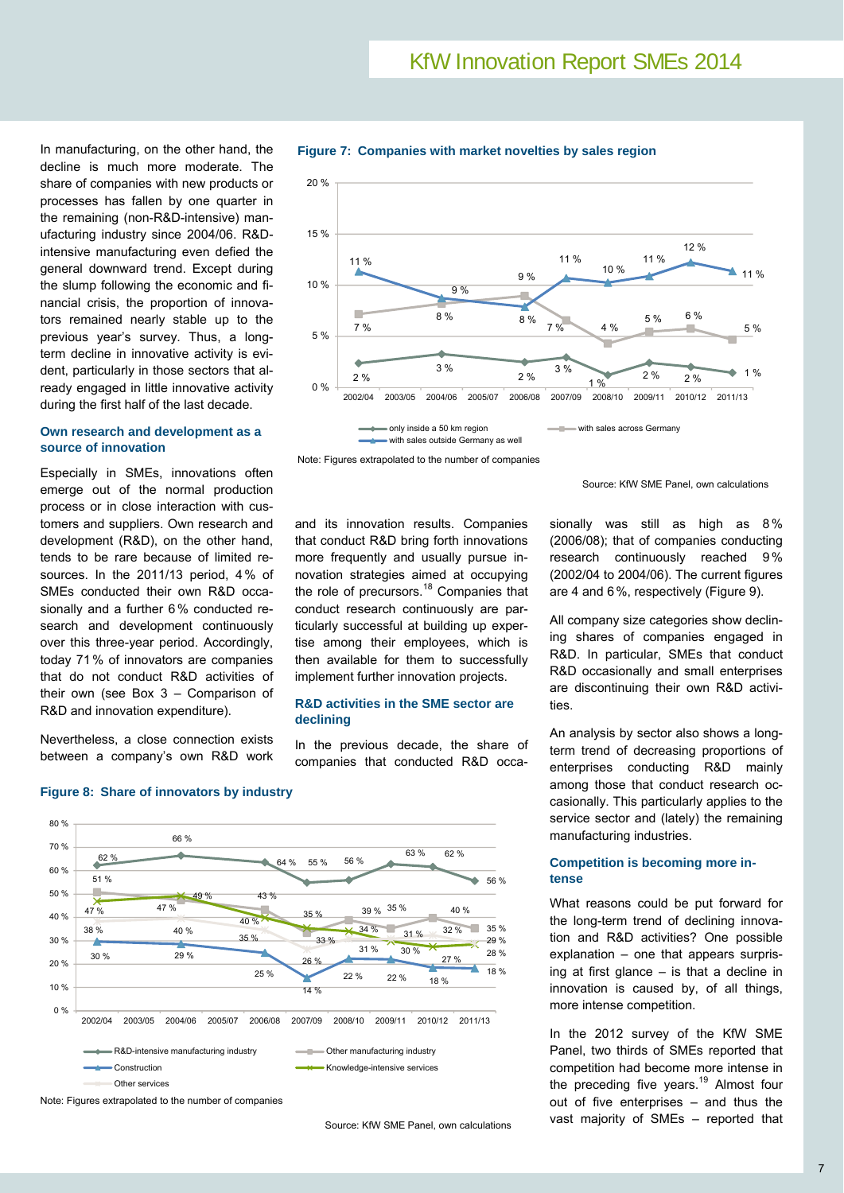In manufacturing, on the other hand, the decline is much more moderate. The share of companies with new products or processes has fallen by one quarter in the remaining (non-R&D-intensive) manufacturing industry since 2004/06. R&D-intensive manufacturing even defied the general downward trend. Except during the slump following the economic and financial crisis, the proportion of innovators remained nearly stable up to the previous year's survey. Thus, a long-term decline in innovative activity is evident, particularly in those sectors that already engaged in little innovative activity during the first half of the last decade.

### Own research and development as a source of innovation

Especially in SMEs, innovations often emerge out of the normal production process or in close interaction with customers and suppliers. Own research and development (R&D), on the other hand, tends to be rare because of limited resources. In the 2011/13 period, 4 % of SMEs conducted their own R&D occasionally and a further 6 % conducted research and development continuously over this three-year period. Accordingly, today 71 % of innovators are companies that do not conduct R&D activities of their own (see Box 3 – Comparison of R&D and innovation expenditure).

Nevertheless, a close connection exists between a company's own R&D work and its innovation results. Companies that conduct R&D bring forth innovations more frequently and usually pursue innovation strategies aimed at occupying the role of precursors.[18] Companies that conduct research continuously are particularly successful at building up expertise among their employees, which is then available for them to successfully implement further innovation projects.

**Figure 7: Companies with market novelties by sales region**

| | 2002/04 | 2004/06 | 2006/08 | 2007/09 | 2008/10 | 2009/11 | 2010/12 | 2011/13 |
|---|---|---|---|---|---|---|---|---|
| only inside a 50 km region | 2 % | 3 % | 2 % | 3 % | 1 % | 2 % | 2 % | 1 % |
| with sales across Germany | 7 % | 8 % | 9 % | 7 % | 4 % | 5 % | 6 % | 5 % |
| with sales outside Germany as well | 11 % | 9 % | 8 % | 11 % | 10 % | 11 % | 12 % | 11 % |

Note: Figures extrapolated to the number of companies

Source: KfW SME Panel, own calculations

### R&D activities in the SME sector are declining

In the previous decade, the share of companies that conducted R&D occasionally was still as high as 8 % (2006/08); that of companies conducting research continuously reached 9 % (2002/04 to 2004/06). The current figures are 4 and 6 %, respectively (Figure 9).

All company size categories show declining shares of companies engaged in R&D. In particular, SMEs that conduct R&D occasionally and small enterprises are discontinuing their own R&D activities.

An analysis by sector also shows a long-term trend of decreasing proportions of enterprises conducting R&D mainly among those that conduct research occasionally. This particularly applies to the service sector and (lately) the remaining manufacturing industries.

**Figure 8: Share of innovators by industry**

| | 2002/04 | 2004/06 | 2006/08 | 2007/09 | 2008/10 | 2009/11 | 2010/12 | 2011/13 |
|---|---|---|---|---|---|---|---|---|
| R&D-intensive manufacturing industry | 62 % | 66 % | 64 % | 55 % | 56 % | 63 % | 62 % | 56 % |
| Other manufacturing industry | 51 % | 47 % | 43 % | 33 % | 39 % | 35 % | 40 % | 35 % |
| Construction | 30 % | 29 % | 25 % | 14 % | 22 % | 22 % | 18 % | 18 % |
| Knowledge-intensive services | 47 % | 49 % | 40 % | 35 % | 34 % | 30 % | 27 % | 28 % |
| Other services | 38 % | 40 % | 35 % | 26 % | 31 % | 31 % | 32 % | 29 % |

Note: Figures extrapolated to the number of companies

Source: KfW SME Panel, own calculations

### Competition is becoming more intense

What reasons could be put forward for the long-term trend of declining innovation and R&D activities? One possible explanation – one that appears surprising at first glance – is that a decline in innovation is caused by, of all things, more intense competition.

In the 2012 survey of the KfW SME Panel, two thirds of SMEs reported that competition had become more intense in the preceding five years.[19] Almost four out of five enterprises – and thus the vast majority of SMEs – reported that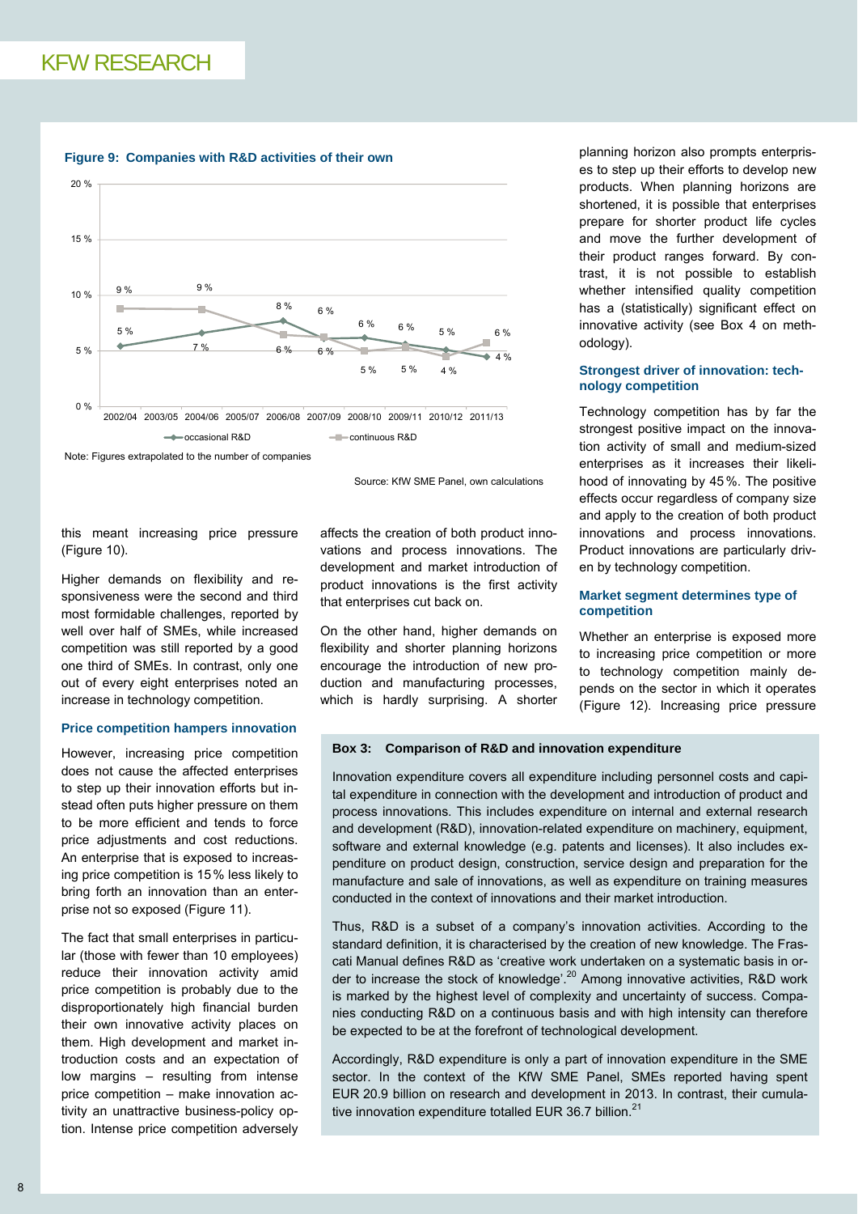**Figure 9: Companies with R&D activities of their own**

| | 2002/04 | 2004/06 | 2006/08 | 2007/09 | 2008/10 | 2009/11 | 2010/12 | 2011/13 |
|---|---|---|---|---|---|---|---|---|
| occasional R&D | 5 % | 7 % | 8 % | 6 % | 6 % | 6 % | 5 % | 4 % |
| continuous R&D | 9 % | 9 % | 6 % | 6 % | 5 % | 5 % | 4 % | 6 % |

Note: Figures extrapolated to the number of companies

Source: KfW SME Panel, own calculations

this meant increasing price pressure (Figure 10).

Higher demands on flexibility and responsiveness were the second and third most formidable challenges, reported by well over half of SMEs, while increased competition was still reported by a good one third of SMEs. In contrast, only one out of every eight enterprises noted an increase in technology competition.

### Price competition hampers innovation

However, increasing price competition does not cause the affected enterprises to step up their innovation efforts but instead often puts higher pressure on them to be more efficient and tends to force price adjustments and cost reductions. An enterprise that is exposed to increasing price competition is 15 % less likely to bring forth an innovation than an enterprise not so exposed (Figure 11).

The fact that small enterprises in particular (those with fewer than 10 employees) reduce their innovation activity amid price competition is probably due to the disproportionately high financial burden their own innovative activity places on them. High development and market introduction costs and an expectation of low margins – resulting from intense price competition – make innovation activity an unattractive business-policy option. Intense price competition adversely affects the creation of both product innovations and process innovations. The development and market introduction of product innovations is the first activity that enterprises cut back on.

On the other hand, higher demands on flexibility and shorter planning horizons encourage the introduction of new production and manufacturing processes, which is hardly surprising. A shorter planning horizon also prompts enterprises to step up their efforts to develop new products. When planning horizons are shortened, it is possible that enterprises prepare for shorter product life cycles and move the further development of their product ranges forward. By contrast, it is not possible to establish whether intensified quality competition has a (statistically) significant effect on innovative activity (see Box 4 on methodology).

### Strongest driver of innovation: technology competition

Technology competition has by far the strongest positive impact on the innovation activity of small and medium-sized enterprises as it increases their likelihood of innovating by 45 %. The positive effects occur regardless of company size and apply to the creation of both product innovations and process innovations. Product innovations are particularly driven by technology competition.

### Market segment determines type of competition

Whether an enterprise is exposed more to increasing price competition or more to technology competition mainly depends on the sector in which it operates (Figure 12). Increasing price pressure

> **Box 3: Comparison of R&D and innovation expenditure**
>
> Innovation expenditure covers all expenditure including personnel costs and capital expenditure in connection with the development and introduction of product and process innovations. This includes expenditure on internal and external research and development (R&D), innovation-related expenditure on machinery, equipment, software and external knowledge (e.g. patents and licenses). It also includes expenditure on product design, construction, service design and preparation for the manufacture and sale of innovations, as well as expenditure on training measures conducted in the context of innovations and their market introduction.
>
> Thus, R&D is a subset of a company's innovation activities. According to the standard definition, it is characterised by the creation of new knowledge. The Frascati Manual defines R&D as 'creative work undertaken on a systematic basis in order to increase the stock of knowledge'.[20] Among innovative activities, R&D work is marked by the highest level of complexity and uncertainty of success. Companies conducting R&D on a continuous basis and with high intensity can therefore be expected to be at the forefront of technological development.
>
> Accordingly, R&D expenditure is only a part of innovation expenditure in the SME sector. In the context of the KfW SME Panel, SMEs reported having spent EUR 20.9 billion on research and development in 2013. In contrast, their cumulative innovation expenditure totalled EUR 36.7 billion.[21]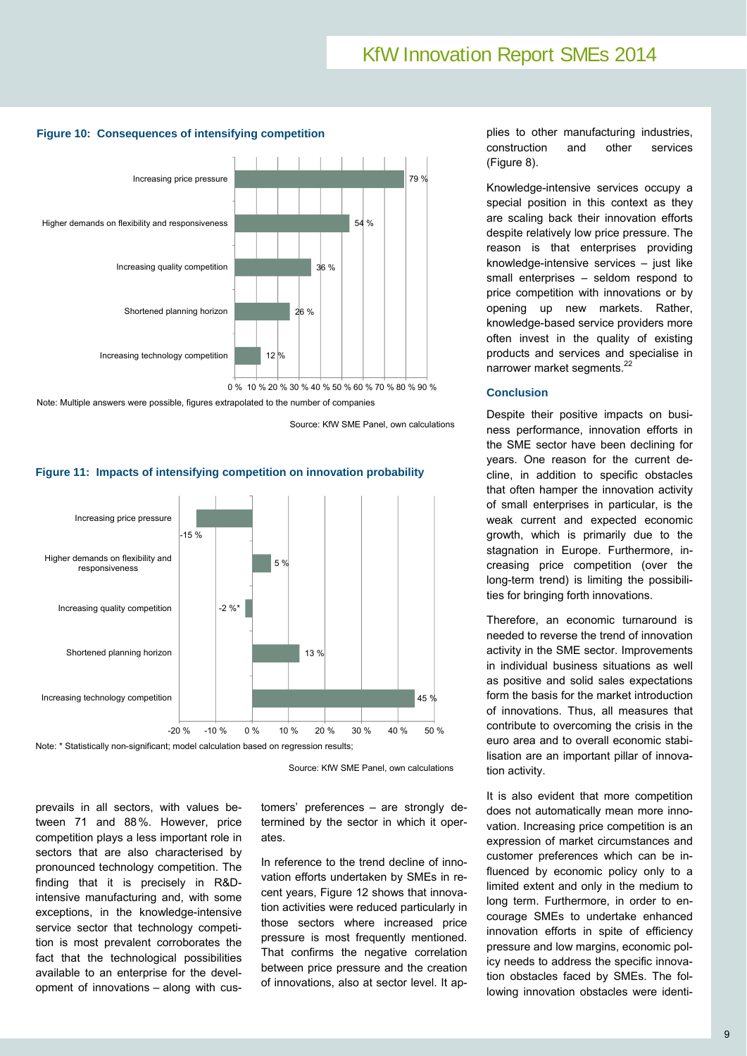**Figure 10: Consequences of intensifying competition**

| | |
|---|---|
| Increasing price pressure | 79 % |
| Higher demands on flexibility and responsiveness | 54 % |
| Increasing quality competition | 36 % |
| Shortened planning horizon | 26 % |
| Increasing technology competition | 12 % |

Note: Multiple answers were possible, figures extrapolated to the number of companies

Source: KfW SME Panel, own calculations

**Figure 11: Impacts of intensifying competition on innovation probability**

| | |
|---|---|
| Increasing price pressure | -15 % |
| Higher demands on flexibility and responsiveness | 5 % |
| Increasing quality competition | -2 %* |
| Shortened planning horizon | 13 % |
| Increasing technology competition | 45 % |

Note: * Statistically non-significant; model calculation based on regression results;

Source: KfW SME Panel, own calculations

prevails in all sectors, with values between 71 and 88 %. However, price competition plays a less important role in sectors that are also characterised by pronounced technology competition. The finding that it is precisely in R&D-intensive manufacturing and, with some exceptions, in the knowledge-intensive service sector that technology competition is most prevalent corroborates the fact that the technological possibilities available to an enterprise for the development of innovations – along with customers' preferences – are strongly determined by the sector in which it operates.

In reference to the trend decline of innovation efforts undertaken by SMEs in recent years, Figure 12 shows that innovation activities were reduced particularly in those sectors where increased price pressure is most frequently mentioned. That confirms the negative correlation between price pressure and the creation of innovations, also at sector level. It applies to other manufacturing industries, construction and other services (Figure 8).

Knowledge-intensive services occupy a special position in this context as they are scaling back their innovation efforts despite relatively low price pressure. The reason is that enterprises providing knowledge-intensive services – just like small enterprises – seldom respond to price competition with innovations or by opening up new markets. Rather, knowledge-based service providers more often invest in the quality of existing products and services and specialise in narrower market segments.[22]

### Conclusion

Despite their positive impacts on business performance, innovation efforts in the SME sector have been declining for years. One reason for the current decline, in addition to specific obstacles that often hamper the innovation activity of small enterprises in particular, is the weak current and expected economic growth, which is primarily due to the stagnation in Europe. Furthermore, increasing price competition (over the long-term trend) is limiting the possibilities for bringing forth innovations.

Therefore, an economic turnaround is needed to reverse the trend of innovation activity in the SME sector. Improvements in individual business situations as well as positive and solid sales expectations form the basis for the market introduction of innovations. Thus, all measures that contribute to overcoming the crisis in the euro area and to overall economic stabilisation are an important pillar of innovation activity.

It is also evident that more competition does not automatically mean more innovation. Increasing price competition is an expression of market circumstances and customer preferences which can be influenced by economic policy only to a limited extent and only in the medium to long term. Furthermore, in order to encourage SMEs to undertake enhanced innovation efforts in spite of efficiency pressure and low margins, economic policy needs to address the specific innovation obstacles faced by SMEs. The following innovation obstacles were identi-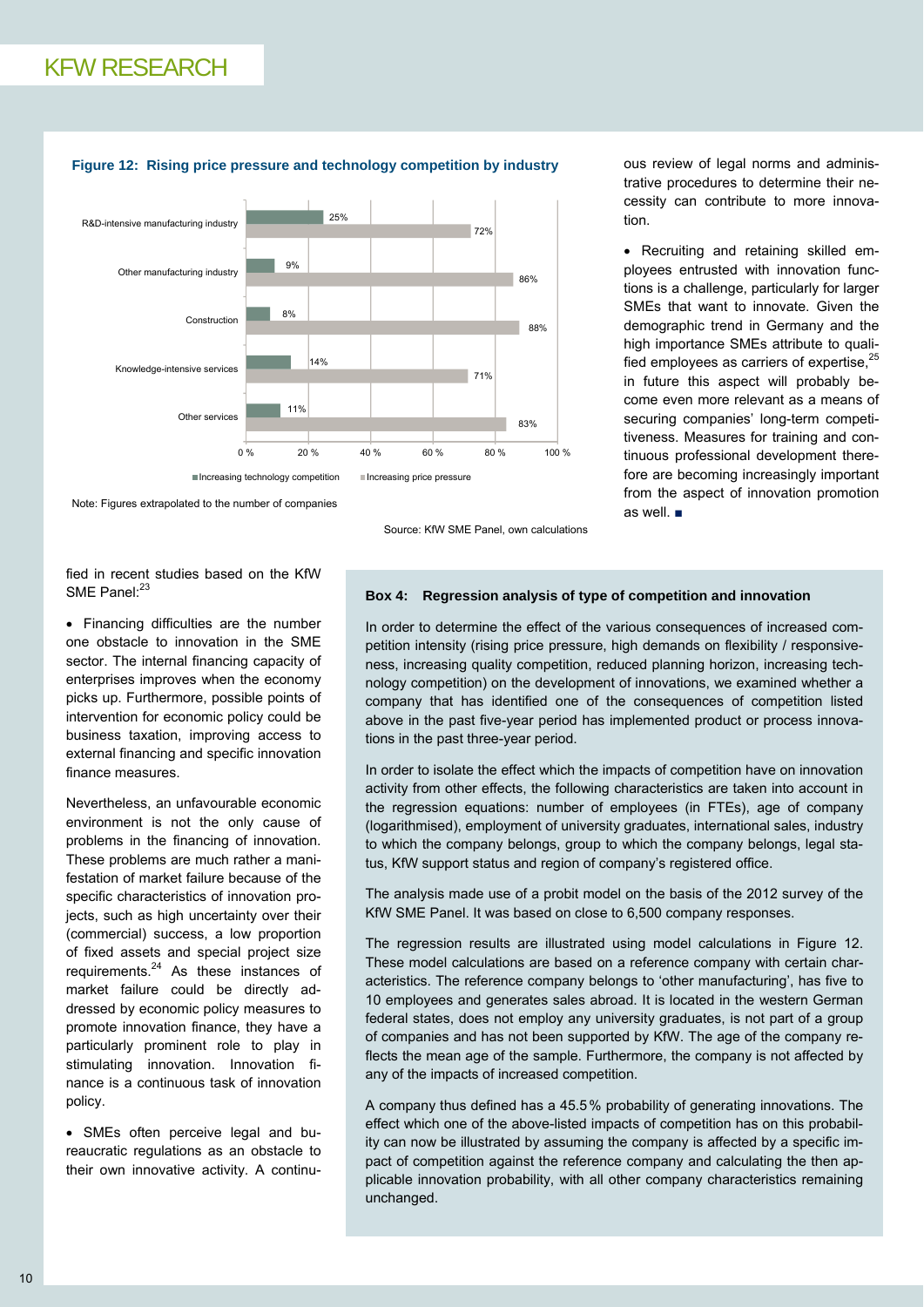**Figure 12: Rising price pressure and technology competition by industry**

| Industry | Increasing technology competition | Increasing price pressure |
|---|---|---|
| R&D-intensive manufacturing industry | 25% | 72% |
| Other manufacturing industry | 9% | 86% |
| Construction | 8% | 88% |
| Knowledge-intensive services | 14% | 71% |
| Other services | 11% | 83% |

Note: Figures extrapolated to the number of companies

Source: KfW SME Panel, own calculations

fied in recent studies based on the KfW SME Panel:[23]

- Financing difficulties are the number one obstacle to innovation in the SME sector. The internal financing capacity of enterprises improves when the economy picks up. Furthermore, possible points of intervention for economic policy could be business taxation, improving access to external financing and specific innovation finance measures.

Nevertheless, an unfavourable economic environment is not the only cause of problems in the financing of innovation. These problems are much rather a manifestation of market failure because of the specific characteristics of innovation projects, such as high uncertainty over their (commercial) success, a low proportion of fixed assets and special project size requirements.[24] As these instances of market failure could be directly addressed by economic policy measures to promote innovation finance, they have a particularly prominent role to play in stimulating innovation. Innovation finance is a continuous task of innovation policy.

- SMEs often perceive legal and bureaucratic regulations as an obstacle to their own innovative activity. A continuous review of legal norms and administrative procedures to determine their necessity can contribute to more innovation.

- Recruiting and retaining skilled employees entrusted with innovation functions is a challenge, particularly for larger SMEs that want to innovate. Given the demographic trend in Germany and the high importance SMEs attribute to qualified employees as carriers of expertise,[25] in future this aspect will probably become even more relevant as a means of securing companies' long-term competitiveness. Measures for training and continuous professional development therefore are becoming increasingly important from the aspect of innovation promotion as well. ■

**Box 4: Regression analysis of type of competition and innovation**

In order to determine the effect of the various consequences of increased competition intensity (rising price pressure, high demands on flexibility / responsiveness, increasing quality competition, reduced planning horizon, increasing technology competition) on the development of innovations, we examined whether a company that has identified one of the consequences of competition listed above in the past five-year period has implemented product or process innovations in the past three-year period.

In order to isolate the effect which the impacts of competition have on innovation activity from other effects, the following characteristics are taken into account in the regression equations: number of employees (in FTEs), age of company (logarithmised), employment of university graduates, international sales, industry to which the company belongs, group to which the company belongs, legal status, KfW support status and region of company's registered office.

The analysis made use of a probit model on the basis of the 2012 survey of the KfW SME Panel. It was based on close to 6,500 company responses.

The regression results are illustrated using model calculations in Figure 12. These model calculations are based on a reference company with certain characteristics. The reference company belongs to 'other manufacturing', has five to 10 employees and generates sales abroad. It is located in the western German federal states, does not employ any university graduates, is not part of a group of companies and has not been supported by KfW. The age of the company reflects the mean age of the sample. Furthermore, the company is not affected by any of the impacts of increased competition.

A company thus defined has a 45.5 % probability of generating innovations. The effect which one of the above-listed impacts of competition has on this probability can now be illustrated by assuming the company is affected by a specific impact of competition against the reference company and calculating the then applicable innovation probability, with all other company characteristics remaining unchanged.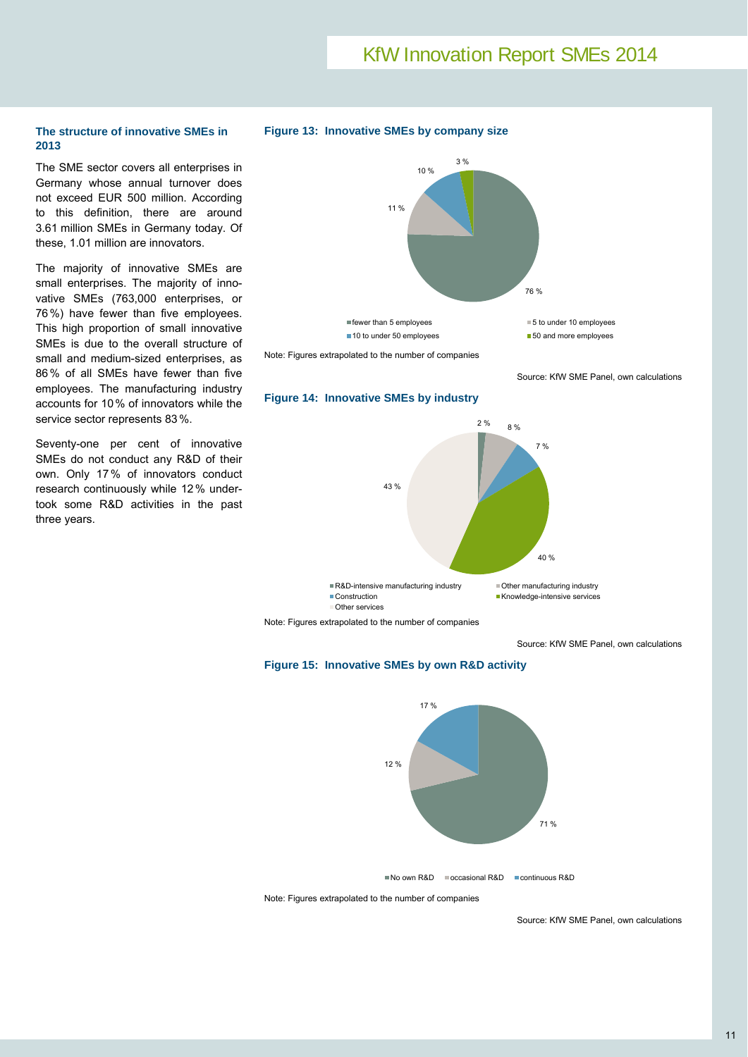### The structure of innovative SMEs in 2013

The SME sector covers all enterprises in Germany whose annual turnover does not exceed EUR 500 million. According to this definition, there are around 3.61 million SMEs in Germany today. Of these, 1.01 million are innovators.

The majority of innovative SMEs are small enterprises. The majority of innovative SMEs (763,000 enterprises, or 76 %) have fewer than five employees. This high proportion of small innovative SMEs is due to the overall structure of small and medium-sized enterprises, as 86 % of all SMEs have fewer than five employees. The manufacturing industry accounts for 10 % of innovators while the service sector represents 83 %.

Seventy-one per cent of innovative SMEs do not conduct any R&D of their own. Only 17 % of innovators conduct research continuously while 12 % undertook some R&D activities in the past three years.

**Figure 13: Innovative SMEs by company size**

| Company size | Share |
|---|---|
| fewer than 5 employees | 76 % |
| 5 to under 10 employees | 11 % |
| 10 to under 50 employees | 10 % |
| 50 and more employees | 3 % |

Note: Figures extrapolated to the number of companies

Source: KfW SME Panel, own calculations

**Figure 14: Innovative SMEs by industry**

| Industry | Share |
|---|---|
| R&D-intensive manufacturing industry | 2 % |
| Other manufacturing industry | 8 % |
| Construction | 7 % |
| Knowledge-intensive services | 40 % |
| Other services | 43 % |

Note: Figures extrapolated to the number of companies

Source: KfW SME Panel, own calculations

**Figure 15: Innovative SMEs by own R&D activity**

| R&D activity | Share |
|---|---|
| No own R&D | 71 % |
| occasional R&D | 12 % |
| continuous R&D | 17 % |

Note: Figures extrapolated to the number of companies

Source: KfW SME Panel, own calculations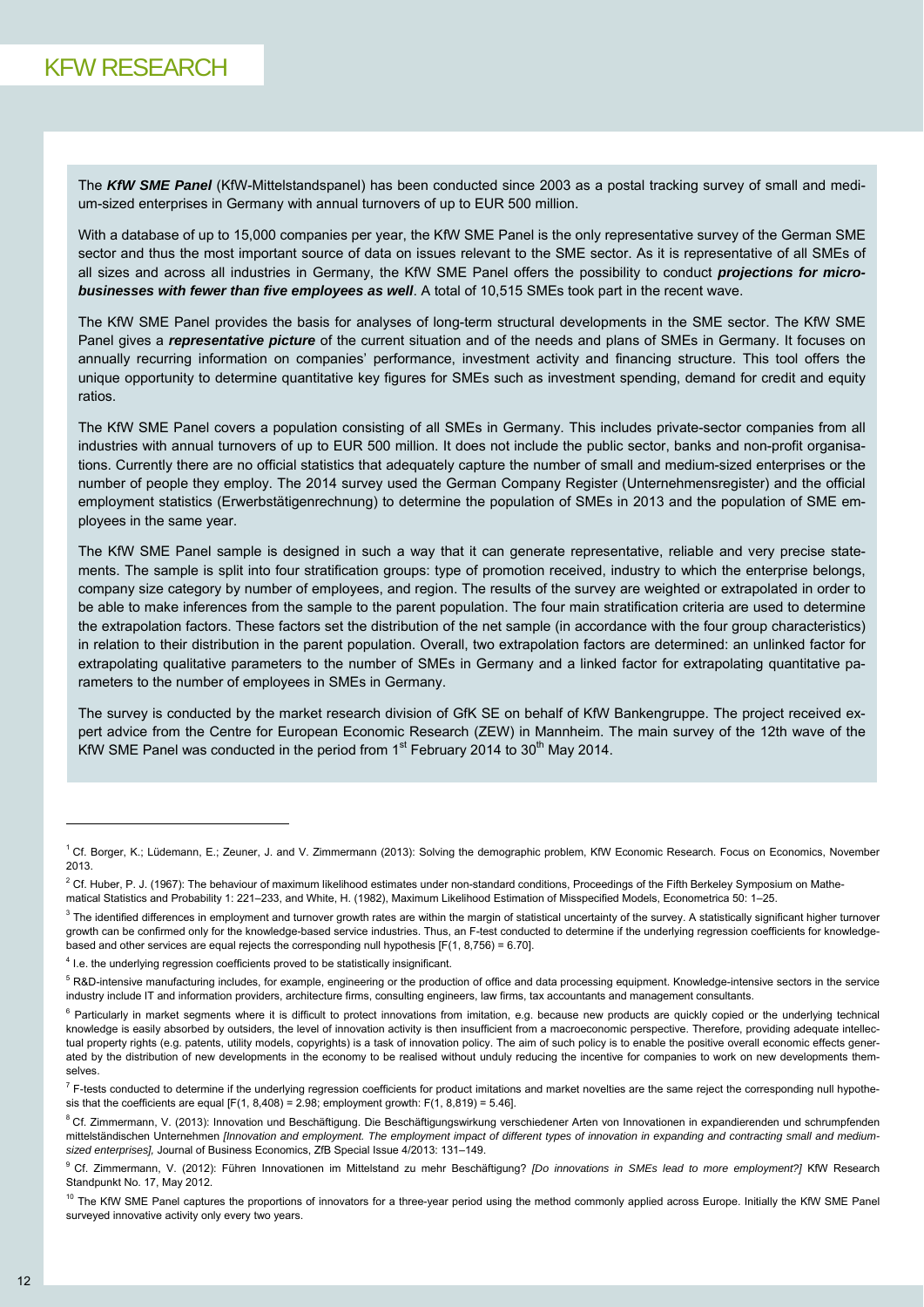The ***KfW SME Panel*** (KfW-Mittelstandspanel) has been conducted since 2003 as a postal tracking survey of small and medium-sized enterprises in Germany with annual turnovers of up to EUR 500 million.

With a database of up to 15,000 companies per year, the KfW SME Panel is the only representative survey of the German SME sector and thus the most important source of data on issues relevant to the SME sector. As it is representative of all SMEs of all sizes and across all industries in Germany, the KfW SME Panel offers the possibility to conduct ***projections for micro-businesses with fewer than five employees as well***. A total of 10,515 SMEs took part in the recent wave.

The KfW SME Panel provides the basis for analyses of long-term structural developments in the SME sector. The KfW SME Panel gives a ***representative picture*** of the current situation and of the needs and plans of SMEs in Germany. It focuses on annually recurring information on companies' performance, investment activity and financing structure. This tool offers the unique opportunity to determine quantitative key figures for SMEs such as investment spending, demand for credit and equity ratios.

The KfW SME Panel covers a population consisting of all SMEs in Germany. This includes private-sector companies from all industries with annual turnovers of up to EUR 500 million. It does not include the public sector, banks and non-profit organisations. Currently there are no official statistics that adequately capture the number of small and medium-sized enterprises or the number of people they employ. The 2014 survey used the German Company Register (Unternehmensregister) and the official employment statistics (Erwerbstätigenrechnung) to determine the population of SMEs in 2013 and the population of SME employees in the same year.

The KfW SME Panel sample is designed in such a way that it can generate representative, reliable and very precise statements. The sample is split into four stratification groups: type of promotion received, industry to which the enterprise belongs, company size category by number of employees, and region. The results of the survey are weighted or extrapolated in order to be able to make inferences from the sample to the parent population. The four main stratification criteria are used to determine the extrapolation factors. These factors set the distribution of the net sample (in accordance with the four group characteristics) in relation to their distribution in the parent population. Overall, two extrapolation factors are determined: an unlinked factor for extrapolating qualitative parameters to the number of SMEs in Germany and a linked factor for extrapolating quantitative parameters to the number of employees in SMEs in Germany.

The survey is conducted by the market research division of GfK SE on behalf of KfW Bankengruppe. The project received expert advice from the Centre for European Economic Research (ZEW) in Mannheim. The main survey of the 12th wave of the KfW SME Panel was conducted in the period from 1st February 2014 to 30th May 2014.

---

[1] Cf. Borger, K.; Lüdemann, E.; Zeuner, J. and V. Zimmermann (2013): Solving the demographic problem, KfW Economic Research. Focus on Economics, November 2013.

[2] Cf. Huber, P. J. (1967): The behaviour of maximum likelihood estimates under non-standard conditions, Proceedings of the Fifth Berkeley Symposium on Mathematical Statistics and Probability 1: 221–233, and White, H. (1982), Maximum Likelihood Estimation of Misspecified Models, Econometrica 50: 1–25.

[3] The identified differences in employment and turnover growth rates are within the margin of statistical uncertainty of the survey. A statistically significant higher turnover growth can be confirmed only for the knowledge-based service industries. Thus, an F-test conducted to determine if the underlying regression coefficients for knowledge-based and other services are equal rejects the corresponding null hypothesis [$F(1, 8{,}756) = 6.70$].

[4] I.e. the underlying regression coefficients proved to be statistically insignificant.

[5] R&D-intensive manufacturing includes, for example, engineering or the production of office and data processing equipment. Knowledge-intensive sectors in the service industry include IT and information providers, architecture firms, consulting engineers, law firms, tax accountants and management consultants.

[6] Particularly in market segments where it is difficult to protect innovations from imitation, e.g. because new products are quickly copied or the underlying technical knowledge is easily absorbed by outsiders, the level of innovation activity is then insufficient from a macroeconomic perspective. Therefore, providing adequate intellectual property rights (e.g. patents, utility models, copyrights) is a task of innovation policy. The aim of such policy is to enable the positive overall economic effects generated by the distribution of new developments in the economy to be realised without unduly reducing the incentive for companies to work on new developments themselves.

[7] F-tests conducted to determine if the underlying regression coefficients for product imitations and market novelties are the same reject the corresponding null hypothesis that the coefficients are equal [$F(1, 8{,}408) = 2.98$; employment growth: $F(1, 8{,}819) = 5.46$].

[8] Cf. Zimmermann, V. (2013): Innovation und Beschäftigung. Die Beschäftigungswirkung verschiedener Arten von Innovationen in expandierenden und schrumpfenden mittelständischen Unternehmen *[Innovation and employment. The employment impact of different types of innovation in expanding and contracting small and medium-sized enterprises],* Journal of Business Economics, ZfB Special Issue 4/2013: 131–149.

[9] Cf. Zimmermann, V. (2012): Führen Innovationen im Mittelstand zu mehr Beschäftigung? *[Do innovations in SMEs lead to more employment?]* KfW Research Standpunkt No. 17, May 2012.

[10] The KfW SME Panel captures the proportions of innovators for a three-year period using the method commonly applied across Europe. Initially the KfW SME Panel surveyed innovative activity only every two years.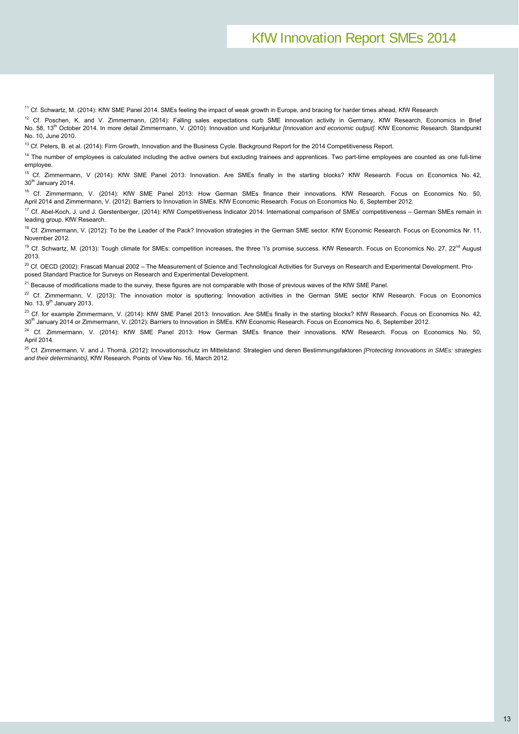[11] Cf. Schwartz, M. (2014): KfW SME Panel 2014. SMEs feeling the impact of weak growth in Europe, and bracing for harder times ahead, KfW Research

[12] Cf. Poschen, K. and V. Zimmermann, (2014): Falling sales expectations curb SME innovation activity in Germany, KfW Research, Economics in Brief No. 58, 13th October 2014. In more detail Zimmermann, V. (2010): Innovation und Konjunktur *[Innovation and economic output]*. KfW Economic Research. Standpunkt No. 10, June 2010.

[13] Cf. Peters, B. et al. (2014): Firm Growth, Innovation and the Business Cycle. Background Report for the 2014 Competitiveness Report.

[14] The number of employees is calculated including the active owners but excluding trainees and apprentices. Two part-time employees are counted as one full-time employee.

[15] Cf. Zimmermann, V (2014): KfW SME Panel 2013: Innovation. Are SMEs finally in the starting blocks? KfW Research. Focus on Economics No. 42, 30th January 2014.

[16] Cf. Zimmermann, V. (2014): KfW SME Panel 2013: How German SMEs finance their innovations. KfW Research. Focus on Economics No. 50, April 2014 and Zimmermann, V. (2012): Barriers to Innovation in SMEs. KfW Economic Research. Focus on Economics No. 6, September 2012.

[17] Cf. Abel-Koch, J. und J. Gerstenberger, (2014): KfW Competitiveness Indicator 2014: International comparison of SMEs' competitiveness – German SMEs remain in leading group. KfW Research.

[18] Cf. Zimmermann, V. (2012): To be the Leader of the Pack? Innovation strategies in the German SME sector. KfW Economic Research. Focus on Economics Nr. 11, November 2012.

[19] Cf. Schwartz, M. (2013): Tough climate for SMEs: competition increases, the three 'I's promise success. KfW Research. Focus on Economics No. 27, 22nd August 2013.

[20] Cf. OECD (2002): Frascati Manual 2002 – The Measurement of Science and Technological Activities for Surveys on Research and Experimental Development. Proposed Standard Practice for Surveys on Research and Experimental Development.

[21] Because of modifications made to the survey, these figures are not comparable with those of previous waves of the KfW SME Panel.

[22] Cf. Zimmermann, V. (2013): The innovation motor is sputtering: Innovation activities in the German SME sector KfW Research. Focus on Economics No. 13, 9th January 2013.

[23] Cf. for example Zimmermann, V. (2014): KfW SME Panel 2013: Innovation. Are SMEs finally in the starting blocks? KfW Research. Focus on Economics No. 42, 30th January 2014 or Zimmermann, V. (2012): Barriers to Innovation in SMEs. KfW Economic Research. Focus on Economics No. 6, September 2012.

[24] Cf. Zimmermann, V. (2014): KfW SME Panel 2013: How German SMEs finance their innovations. KfW Research. Focus on Economics No. 50, April 2014.

[25] Cf. Zimmermann, V. and J. Thomä, (2012): Innovationsschutz im Mittelstand: Strategien und deren Bestimmungsfaktoren *[Protecting Innovations in SMEs: strategies and their determinants]*, KfW Research. Points of View No. 16, March 2012.